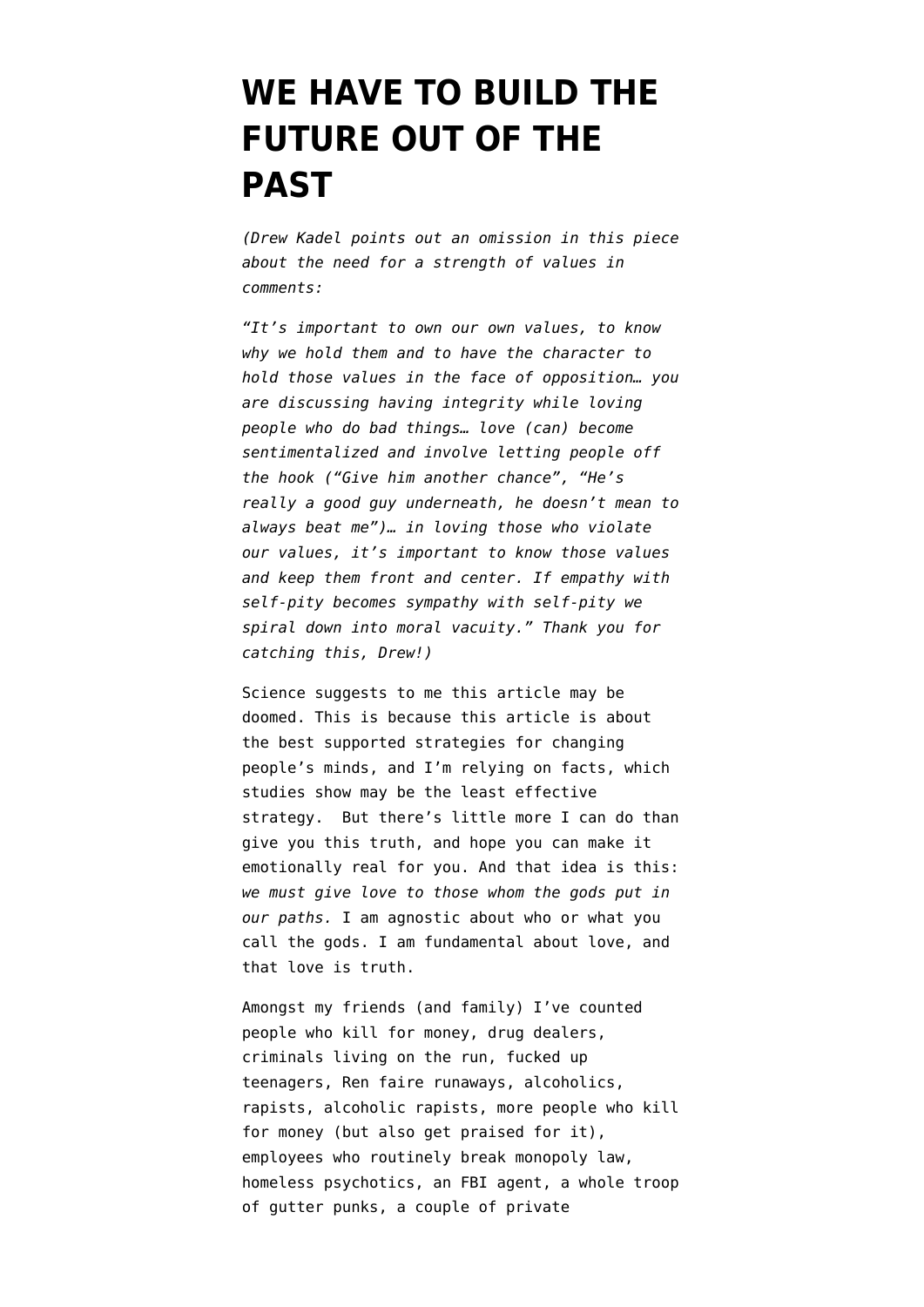# WE HAVE TO BUILD THE FUTURE OUT OF THE PAST

*(Drew Kadel points out an omission in this piece about the need for a strength of values in comments:*

*"It's important to own our own values, to know why we hold them and to have the character to hold those values in the face of opposition… you are discussing having integrity while loving people who do bad things… love (can) become sentimentalized and involve letting people off the hook ("Give him another chance", "He's really a good guy underneath, he doesn't mean to always beat me")… in loving those who violate our values, it's important to know those values and keep them front and center. If empathy with self-pity becomes sympathy with self-pity we spiral down into moral vacuity." Thank you for catching this, Drew!)*

Science suggests to me this article may be doomed. This is because this article is about the best supported strategies for changing people's minds, and I'm relying on facts, which studies show may be the least effective strategy. But there's little more I can do than give you this truth, and hope you can make it emotionally real for you. And that idea is this: *we must give love to those whom the gods put in our paths.* I am agnostic about who or what you call the gods. I am fundamental about love, and that love is truth.

Amongst my friends (and family) I've counted people who kill for money, drug dealers, criminals living on the run, fucked up teenagers, Ren faire runaways, alcoholics, rapists, alcoholic rapists, more people who kill for money (but also get praised for it), employees who routinely break monopoly law, homeless psychotics, an FBI agent, a whole troop of gutter punks, a couple of private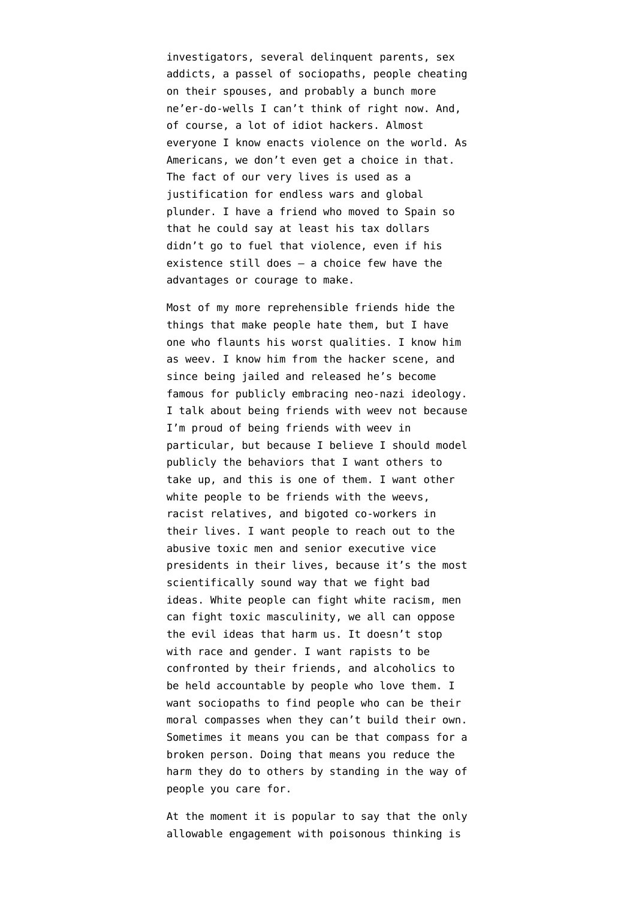investigators, several delinquent parents, sex addicts, a passel of sociopaths, people cheating on their spouses, and probably a bunch more ne'er-do-wells I can't think of right now. And, of course, a lot of idiot hackers. Almost everyone I know enacts violence on the world. As Americans, we don't even get a choice in that. The fact of our very lives is used as a justification for endless wars and global plunder. I have a friend who moved to Spain so that he could say at least his tax dollars didn't go to fuel that violence, even if his existence still does — a choice few have the advantages or courage to make.

Most of my more reprehensible friends hide the things that make people hate them, but I have one who flaunts his worst qualities. I know him as weev. I know him from the hacker scene, and since being jailed and released he's become famous for publicly embracing neo-nazi ideology. I talk about being friends with weev not because I'm proud of being friends with weev in particular, but because I believe I should model publicly the behaviors that I want others to take up, and this is one of them. I want other white people to be friends with the weevs, racist relatives, and bigoted co-workers in their lives. I want people to reach out to the abusive toxic men and senior executive vice presidents in their lives, because it's the most scientifically sound way that we fight bad ideas. White people can fight white racism, men can fight toxic masculinity, we all can oppose the evil ideas that harm us. It doesn't stop with race and gender. I want rapists to be confronted by their friends, and alcoholics to be held accountable by people who love them. I want sociopaths to find people who can be their moral compasses when they can't build their own. Sometimes it means you can be that compass for a broken person. Doing that means you reduce the harm they do to others by standing in the way of people you care for.

At the moment it is popular to say that the only allowable engagement with poisonous thinking is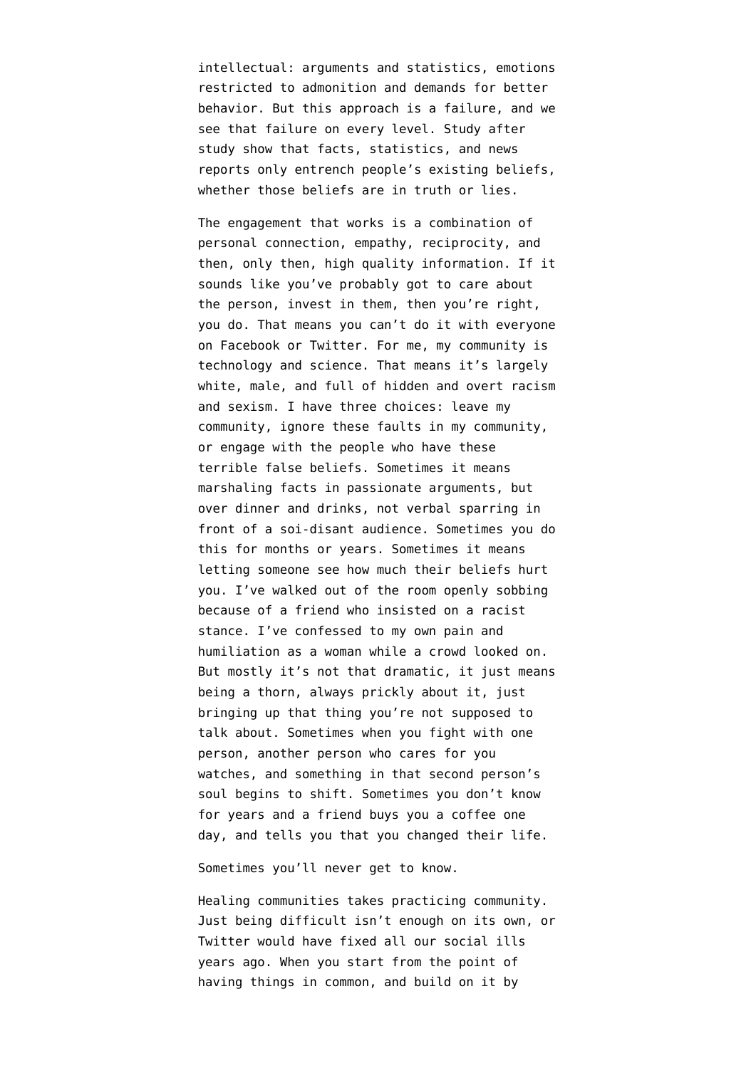intellectual: arguments and statistics, emotions restricted to admonition and demands for better behavior. But this approach is a failure, and we see that failure on every level. Study after study show that facts, statistics, and news reports only entrench people's existing beliefs, whether those beliefs are in truth or lies.

The engagement that works is a combination of personal connection, empathy, reciprocity, and then, only then, high quality information. If it sounds like you've probably got to care about the person, invest in them, then you're right, you do. That means you can't do it with everyone on Facebook or Twitter. For me, my community is technology and science. That means it's largely white, male, and full of hidden and overt racism and sexism. I have three choices: leave my community, ignore these faults in my community, or engage with the people who have these terrible false beliefs. Sometimes it means marshaling facts in passionate arguments, but over dinner and drinks, not verbal sparring in front of a soi-disant audience. Sometimes you do this for months or years. Sometimes it means letting someone see how much their beliefs hurt you. I've walked out of the room openly sobbing because of a friend who insisted on a racist stance. I've confessed to my own pain and humiliation as a woman while a crowd looked on. But mostly it's not that dramatic, it just means being a thorn, always prickly about it, just bringing up that thing you're not supposed to talk about. Sometimes when you fight with one person, another person who cares for you watches, and something in that second person's soul begins to shift. Sometimes you don't know for years and a friend buys you a coffee one day, and tells you that you changed their life.

Sometimes you'll never get to know.

Healing communities takes practicing community. Just being difficult isn't enough on its own, or Twitter would have fixed all our social ills years ago. When you start from the point of having things in common, and build on it by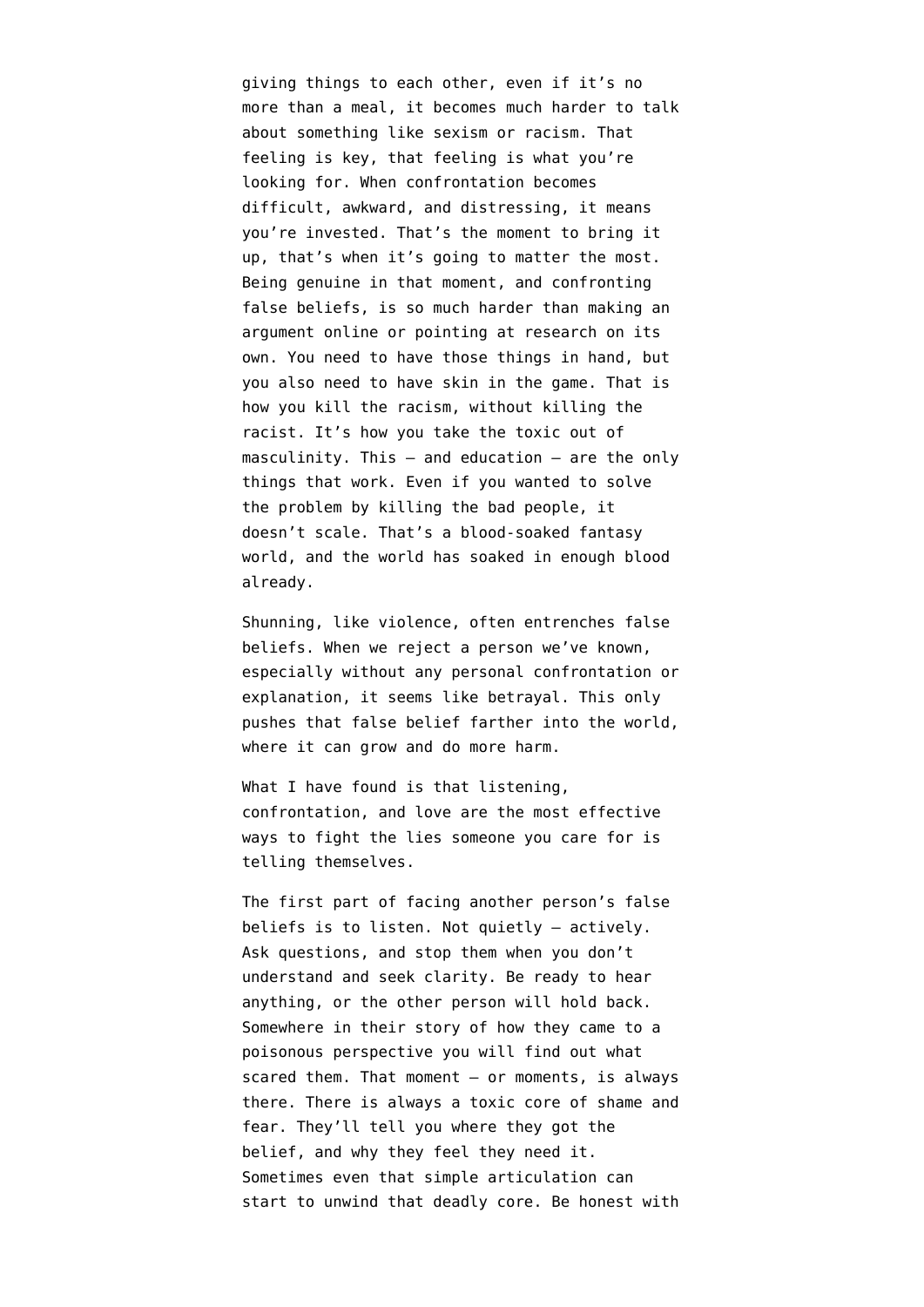giving things to each other, even if it's no more than a meal, it becomes much harder to talk about something like sexism or racism. That feeling is key, that feeling is what you're looking for. When confrontation becomes difficult, awkward, and distressing, it means you're invested. That's the moment to bring it up, that's when it's going to matter the most. Being genuine in that moment, and confronting false beliefs, is so much harder than making an argument online or pointing at research on its own. You need to have those things in hand, but you also need to have skin in the game. That is how you kill the racism, without killing the racist. It's how you take the toxic out of masculinity. This – and education – are the only things that work. Even if you wanted to solve the problem by killing the bad people, it doesn't scale. That's a blood-soaked fantasy world, and the world has soaked in enough blood already.

Shunning, like violence, often entrenches false beliefs. When we reject a person we've known, especially without any personal confrontation or explanation, it seems like betrayal. This only pushes that false belief farther into the world, where it can grow and do more harm.

What I have found is that listening, confrontation, and love are the most effective ways to fight the lies someone you care for is telling themselves.

The first part of facing another person's false beliefs is to listen. Not quietly – actively. Ask questions, and stop them when you don't understand and seek clarity. Be ready to hear anything, or the other person will hold back. Somewhere in their story of how they came to a poisonous perspective you will find out what scared them. That moment – or moments, is always there. There is always a toxic core of shame and fear. They'll tell you where they got the belief, and why they feel they need it. Sometimes even that simple articulation can start to unwind that deadly core. Be honest with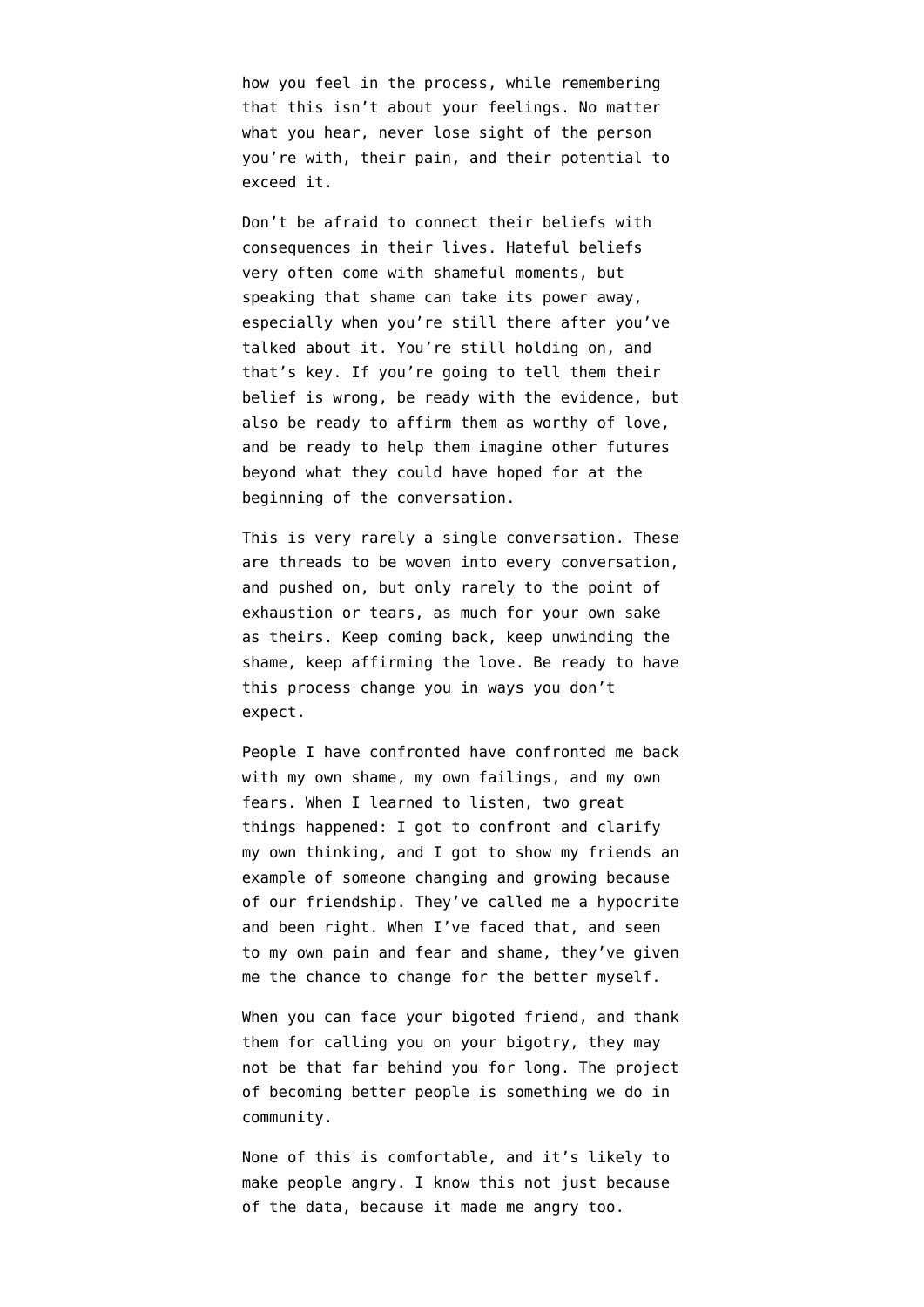how you feel in the process, while remembering that this isn't about your feelings. No matter what you hear, never lose sight of the person you're with, their pain, and their potential to exceed it.

Don't be afraid to connect their beliefs with consequences in their lives. Hateful beliefs very often come with shameful moments, but speaking that shame can take its power away, especially when you're still there after you've talked about it. You're still holding on, and that's key. If you're going to tell them their belief is wrong, be ready with the evidence, but also be ready to affirm them as worthy of love, and be ready to help them imagine other futures beyond what they could have hoped for at the beginning of the conversation.

This is very rarely a single conversation. These are threads to be woven into every conversation, and pushed on, but only rarely to the point of exhaustion or tears, as much for your own sake as theirs. Keep coming back, keep unwinding the shame, keep affirming the love. Be ready to have this process change you in ways you don't expect.

People I have confronted have confronted me back with my own shame, my own failings, and my own fears. When I learned to listen, two great things happened: I got to confront and clarify my own thinking, and I got to show my friends an example of someone changing and growing because of our friendship. They've called me a hypocrite and been right. When I've faced that, and seen to my own pain and fear and shame, they've given me the chance to change for the better myself.

When you can face your bigoted friend, and thank them for calling you on your bigotry, they may not be that far behind you for long. The project of becoming better people is something we do in community.

None of this is comfortable, and it's likely to make people angry. I know this not just because of the data, because it made me angry too.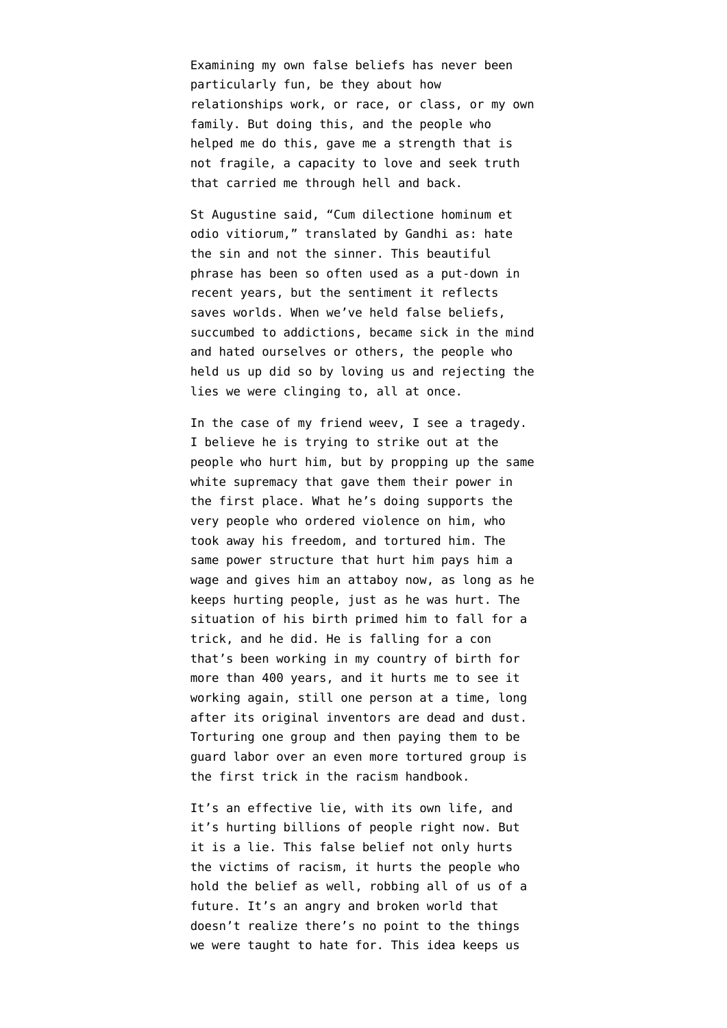Examining my own false beliefs has never been particularly fun, be they about how relationships work, or race, or class, or my own family. But doing this, and the people who helped me do this, gave me a strength that is not fragile, a capacity to love and seek truth that carried me through hell and back.

St Augustine said, “Cum dilectione hominum et odio vitiorum,” translated by Gandhi as: hate the sin and not the sinner. This beautiful phrase has been so often used as a put-down in recent years, but the sentiment it reflects saves worlds. When we’ve held false beliefs, succumbed to addictions, became sick in the mind and hated ourselves or others, the people who held us up did so by loving us and rejecting the lies we were clinging to, all at once.

In the case of my friend weev, I see a tragedy. I believe he is trying to strike out at the people who hurt him, but by propping up the same white supremacy that gave them their power in the first place. What he’s doing supports the very people who ordered violence on him, who took away his freedom, and tortured him. The same power structure that hurt him pays him a wage and gives him an attaboy now, as long as he keeps hurting people, just as he was hurt. The situation of his birth primed him to fall for a trick, and he did. He is falling for a con that’s been working in my country of birth for more than 400 years, and it hurts me to see it working again, still one person at a time, long after its original inventors are dead and dust. Torturing one group and then paying them to be guard labor over an even more tortured group is the first trick in the racism handbook.

It’s an effective lie, with its own life, and it’s hurting billions of people right now. But it is a lie. This false belief not only hurts the victims of racism, it hurts the people who hold the belief as well, robbing all of us of a future. It’s an angry and broken world that doesn’t realize there’s no point to the things we were taught to hate for. This idea keeps us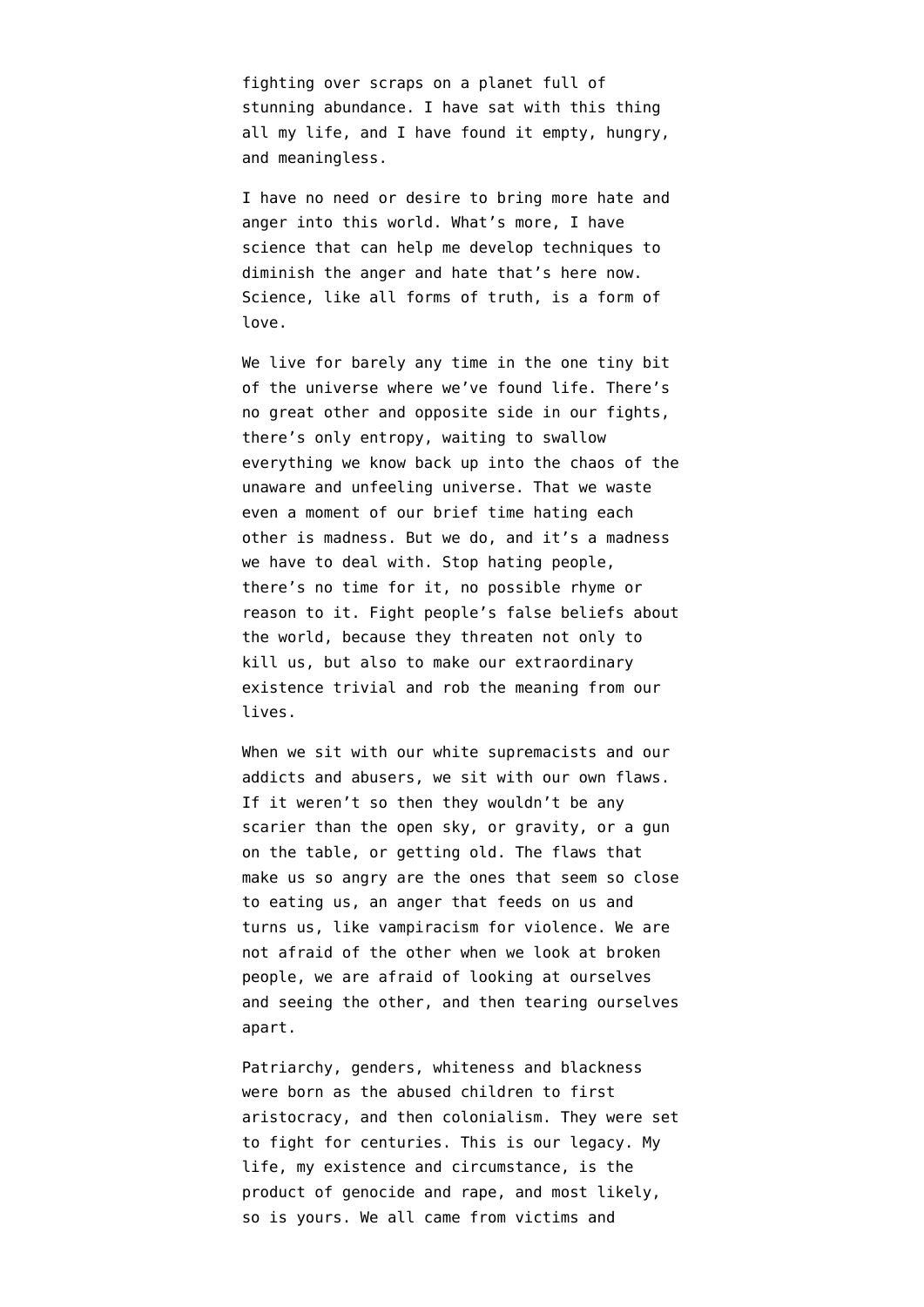fighting over scraps on a planet full of stunning abundance. I have sat with this thing all my life, and I have found it empty, hungry, and meaningless.

I have no need or desire to bring more hate and anger into this world. What's more, I have science that can help me develop techniques to diminish the anger and hate that's here now. Science, like all forms of truth, is a form of love.

We live for barely any time in the one tiny bit of the universe where we've found life. There's no great other and opposite side in our fights, there's only entropy, waiting to swallow everything we know back up into the chaos of the unaware and unfeeling universe. That we waste even a moment of our brief time hating each other is madness. But we do, and it's a madness we have to deal with. Stop hating people, there's no time for it, no possible rhyme or reason to it. Fight people's false beliefs about the world, because they threaten not only to kill us, but also to make our extraordinary existence trivial and rob the meaning from our lives.

When we sit with our white supremacists and our addicts and abusers, we sit with our own flaws. If it weren't so then they wouldn't be any scarier than the open sky, or gravity, or a gun on the table, or getting old. The flaws that make us so angry are the ones that seem so close to eating us, an anger that feeds on us and turns us, like vampiracism for violence. We are not afraid of the other when we look at broken people, we are afraid of looking at ourselves and seeing the other, and then tearing ourselves apart.

Patriarchy, genders, whiteness and blackness were born as the abused children to first aristocracy, and then colonialism. They were set to fight for centuries. This is our legacy. My life, my existence and circumstance, is the product of genocide and rape, and most likely, so is yours. We all came from victims and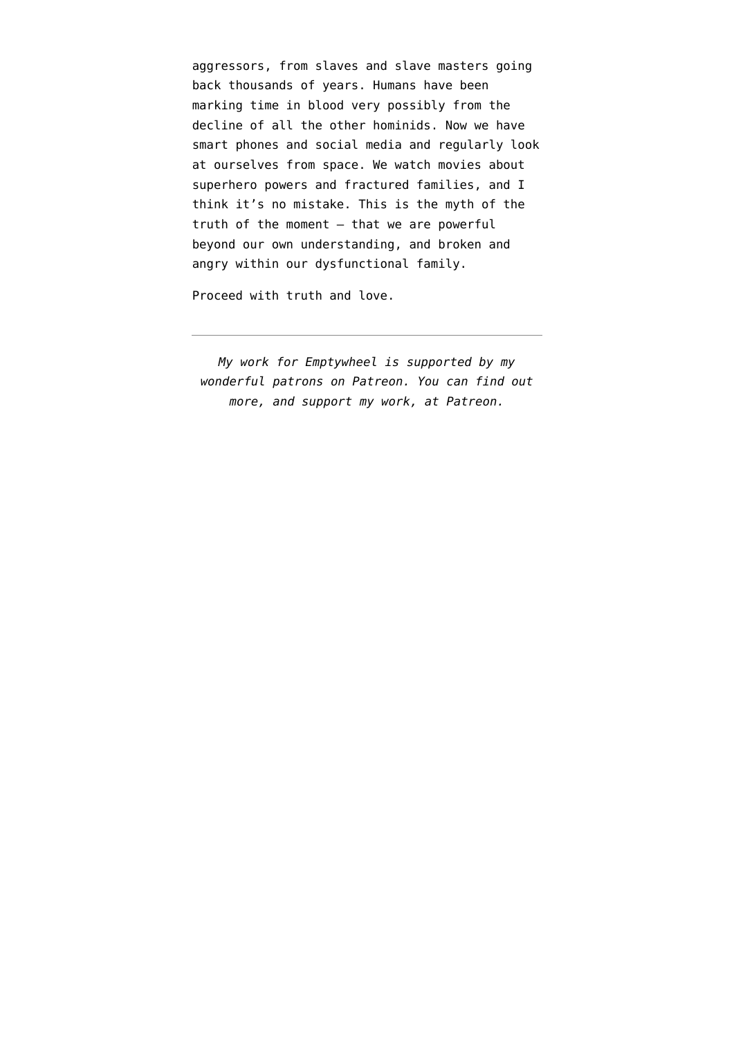aggressors, from slaves and slave masters going back thousands of years. Humans have been marking time in blood very possibly from the decline of all the other hominids. Now we have smart phones and social media and regularly look at ourselves from space. We watch movies about superhero powers and fractured families, and I think it's no mistake. This is the myth of the truth of the moment – that we are powerful beyond our own understanding, and broken and angry within our dysfunctional family.

Proceed with truth and love.

---

*My work for Emptywheel is supported by my wonderful patrons on Patreon. You can find out more, and support my work, at Patreon.*